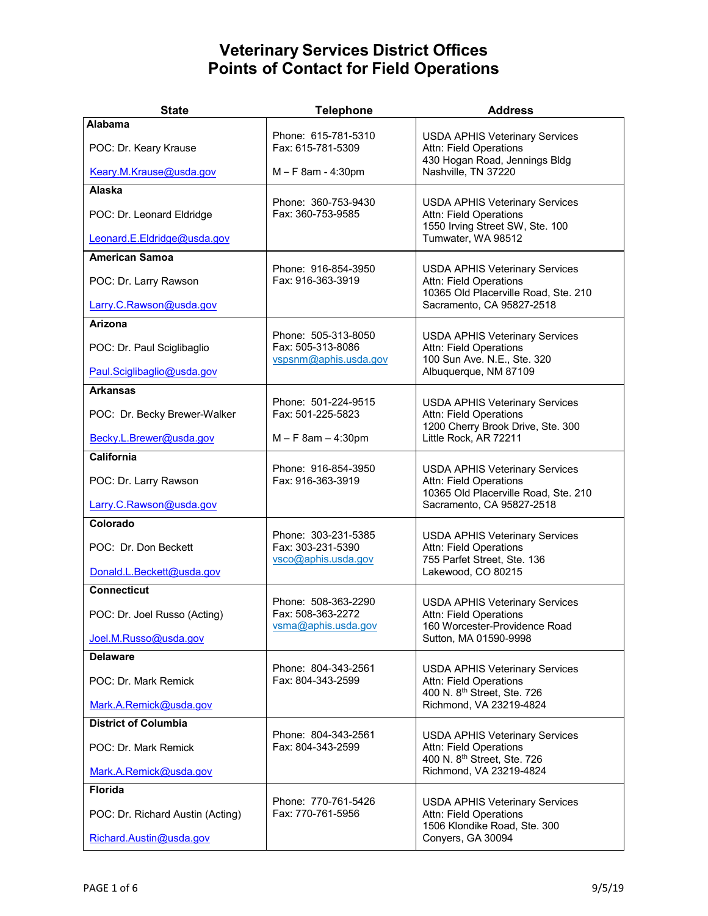# Veterinary Services District Offices
# Points of Contact for Field Operations

| State | Telephone | Address |
|---|---|---|
| **Alabama**<br><br>POC: Dr. Keary Krause<br><br>Keary.M.Krause@usda.gov | Phone: 615-781-5310<br>Fax: 615-781-5309<br><br>M – F 8am - 4:30pm | USDA APHIS Veterinary Services<br>Attn: Field Operations<br>430 Hogan Road, Jennings Bldg<br>Nashville, TN 37220 |
| **Alaska**<br><br>POC: Dr. Leonard Eldridge<br><br>Leonard.E.Eldridge@usda.gov | Phone: 360-753-9430<br>Fax: 360-753-9585 | USDA APHIS Veterinary Services<br>Attn: Field Operations<br>1550 Irving Street SW, Ste. 100<br>Tumwater, WA 98512 |
| **American Samoa**<br><br>POC: Dr. Larry Rawson<br><br>Larry.C.Rawson@usda.gov | Phone: 916-854-3950<br>Fax: 916-363-3919 | USDA APHIS Veterinary Services<br>Attn: Field Operations<br>10365 Old Placerville Road, Ste. 210<br>Sacramento, CA 95827-2518 |
| **Arizona**<br><br>POC: Dr. Paul Sciglibaglio<br><br>Paul.Sciglibaglio@usda.gov | Phone: 505-313-8050<br>Fax: 505-313-8086<br>vspsnm@aphis.usda.gov | USDA APHIS Veterinary Services<br>Attn: Field Operations<br>100 Sun Ave. N.E., Ste. 320<br>Albuquerque, NM 87109 |
| **Arkansas**<br><br>POC: Dr. Becky Brewer-Walker<br><br>Becky.L.Brewer@usda.gov | Phone: 501-224-9515<br>Fax: 501-225-5823<br><br>M – F 8am – 4:30pm | USDA APHIS Veterinary Services<br>Attn: Field Operations<br>1200 Cherry Brook Drive, Ste. 300<br>Little Rock, AR 72211 |
| **California**<br><br>POC: Dr. Larry Rawson<br><br>Larry.C.Rawson@usda.gov | Phone: 916-854-3950<br>Fax: 916-363-3919 | USDA APHIS Veterinary Services<br>Attn: Field Operations<br>10365 Old Placerville Road, Ste. 210<br>Sacramento, CA 95827-2518 |
| **Colorado**<br><br>POC: Dr. Don Beckett<br><br>Donald.L.Beckett@usda.gov | Phone: 303-231-5385<br>Fax: 303-231-5390<br>vsco@aphis.usda.gov | USDA APHIS Veterinary Services<br>Attn: Field Operations<br>755 Parfet Street, Ste. 136<br>Lakewood, CO 80215 |
| **Connecticut**<br><br>POC: Dr. Joel Russo (Acting)<br><br>Joel.M.Russo@usda.gov | Phone: 508-363-2290<br>Fax: 508-363-2272<br>vsma@aphis.usda.gov | USDA APHIS Veterinary Services<br>Attn: Field Operations<br>160 Worcester-Providence Road<br>Sutton, MA 01590-9998 |
| **Delaware**<br><br>POC: Dr. Mark Remick<br><br>Mark.A.Remick@usda.gov | Phone: 804-343-2561<br>Fax: 804-343-2599 | USDA APHIS Veterinary Services<br>Attn: Field Operations<br>400 N. 8th Street, Ste. 726<br>Richmond, VA 23219-4824 |
| **District of Columbia**<br><br>POC: Dr. Mark Remick<br><br>Mark.A.Remick@usda.gov | Phone: 804-343-2561<br>Fax: 804-343-2599 | USDA APHIS Veterinary Services<br>Attn: Field Operations<br>400 N. 8th Street, Ste. 726<br>Richmond, VA 23219-4824 |
| **Florida**<br><br>POC: Dr. Richard Austin (Acting)<br><br>Richard.Austin@usda.gov | Phone: 770-761-5426<br>Fax: 770-761-5956 | USDA APHIS Veterinary Services<br>Attn: Field Operations<br>1506 Klondike Road, Ste. 300<br>Conyers, GA 30094 |

9/5/19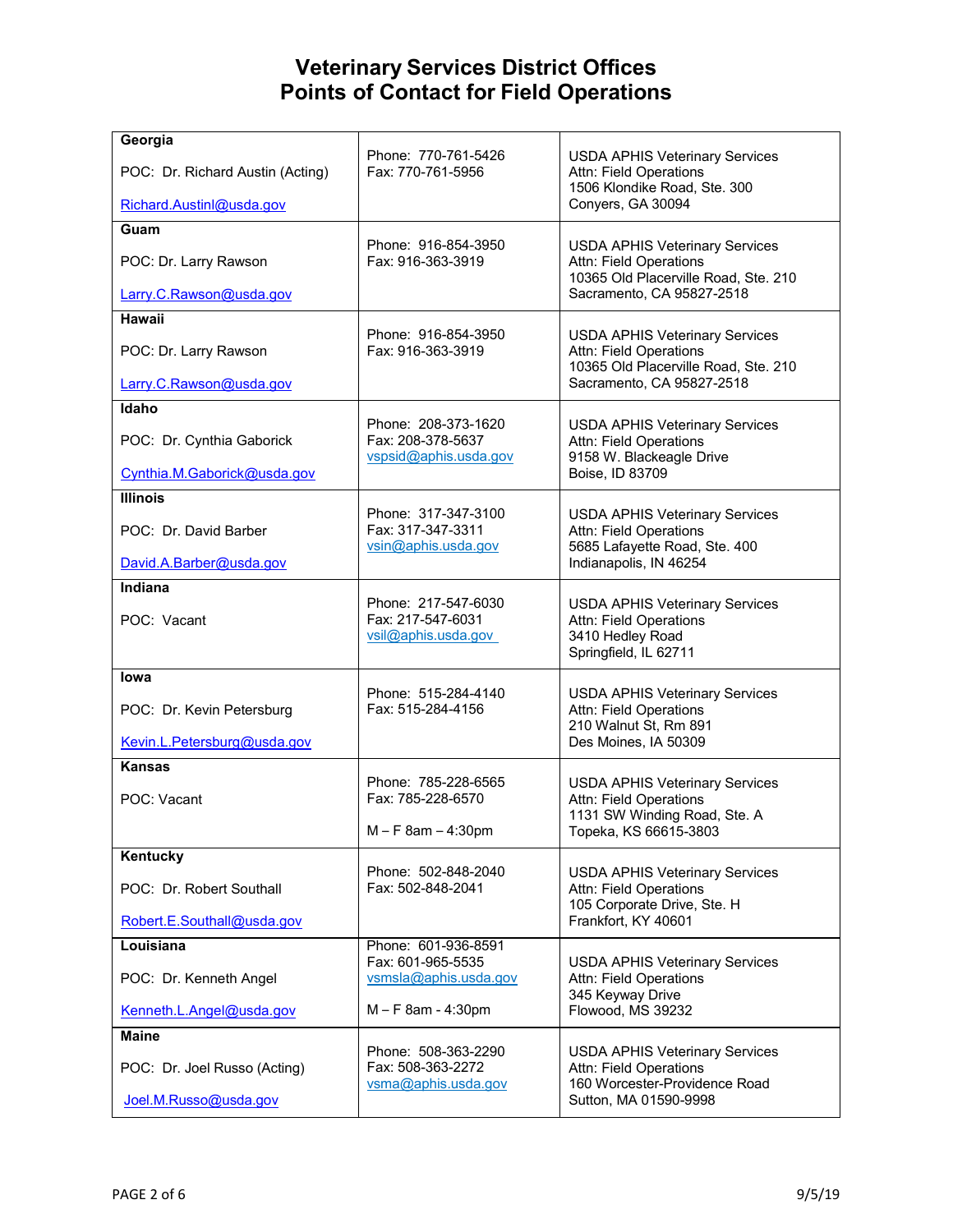# Veterinary Services District Offices
# Points of Contact for Field Operations

| | | |
|---|---|---|
| **Georgia**<br><br>POC: Dr. Richard Austin (Acting)<br><br>Richard.AustinI@usda.gov | Phone: 770-761-5426<br>Fax: 770-761-5956 | USDA APHIS Veterinary Services<br>Attn: Field Operations<br>1506 Klondike Road, Ste. 300<br>Conyers, GA 30094 |
| **Guam**<br><br>POC: Dr. Larry Rawson<br><br>Larry.C.Rawson@usda.gov | Phone: 916-854-3950<br>Fax: 916-363-3919 | USDA APHIS Veterinary Services<br>Attn: Field Operations<br>10365 Old Placerville Road, Ste. 210<br>Sacramento, CA 95827-2518 |
| **Hawaii**<br><br>POC: Dr. Larry Rawson<br><br>Larry.C.Rawson@usda.gov | Phone: 916-854-3950<br>Fax: 916-363-3919 | USDA APHIS Veterinary Services<br>Attn: Field Operations<br>10365 Old Placerville Road, Ste. 210<br>Sacramento, CA 95827-2518 |
| **Idaho**<br><br>POC: Dr. Cynthia Gaborick<br><br>Cynthia.M.Gaborick@usda.gov | Phone: 208-373-1620<br>Fax: 208-378-5637<br>vspsid@aphis.usda.gov | USDA APHIS Veterinary Services<br>Attn: Field Operations<br>9158 W. Blackeagle Drive<br>Boise, ID 83709 |
| **Illinois**<br><br>POC: Dr. David Barber<br><br>David.A.Barber@usda.gov | Phone: 317-347-3100<br>Fax: 317-347-3311<br>vsin@aphis.usda.gov | USDA APHIS Veterinary Services<br>Attn: Field Operations<br>5685 Lafayette Road, Ste. 400<br>Indianapolis, IN 46254 |
| **Indiana**<br><br>POC: Vacant | Phone: 217-547-6030<br>Fax: 217-547-6031<br>vsil@aphis.usda.gov | USDA APHIS Veterinary Services<br>Attn: Field Operations<br>3410 Hedley Road<br>Springfield, IL 62711 |
| **Iowa**<br><br>POC: Dr. Kevin Petersburg<br><br>Kevin.L.Petersburg@usda.gov | Phone: 515-284-4140<br>Fax: 515-284-4156 | USDA APHIS Veterinary Services<br>Attn: Field Operations<br>210 Walnut St, Rm 891<br>Des Moines, IA 50309 |
| **Kansas**<br><br>POC: Vacant | Phone: 785-228-6565<br>Fax: 785-228-6570<br><br>M – F 8am – 4:30pm | USDA APHIS Veterinary Services<br>Attn: Field Operations<br>1131 SW Winding Road, Ste. A<br>Topeka, KS 66615-3803 |
| **Kentucky**<br><br>POC: Dr. Robert Southall<br><br>Robert.E.Southall@usda.gov | Phone: 502-848-2040<br>Fax: 502-848-2041 | USDA APHIS Veterinary Services<br>Attn: Field Operations<br>105 Corporate Drive, Ste. H<br>Frankfort, KY 40601 |
| **Louisiana**<br><br>POC: Dr. Kenneth Angel<br><br>Kenneth.L.Angel@usda.gov | Phone: 601-936-8591<br>Fax: 601-965-5535<br>vsmsla@aphis.usda.gov<br><br>M – F 8am - 4:30pm | USDA APHIS Veterinary Services<br>Attn: Field Operations<br>345 Keyway Drive<br>Flowood, MS 39232 |
| **Maine**<br><br>POC: Dr. Joel Russo (Acting)<br><br>Joel.M.Russo@usda.gov | Phone: 508-363-2290<br>Fax: 508-363-2272<br>vsma@aphis.usda.gov | USDA APHIS Veterinary Services<br>Attn: Field Operations<br>160 Worcester-Providence Road<br>Sutton, MA 01590-9998 |

9/5/19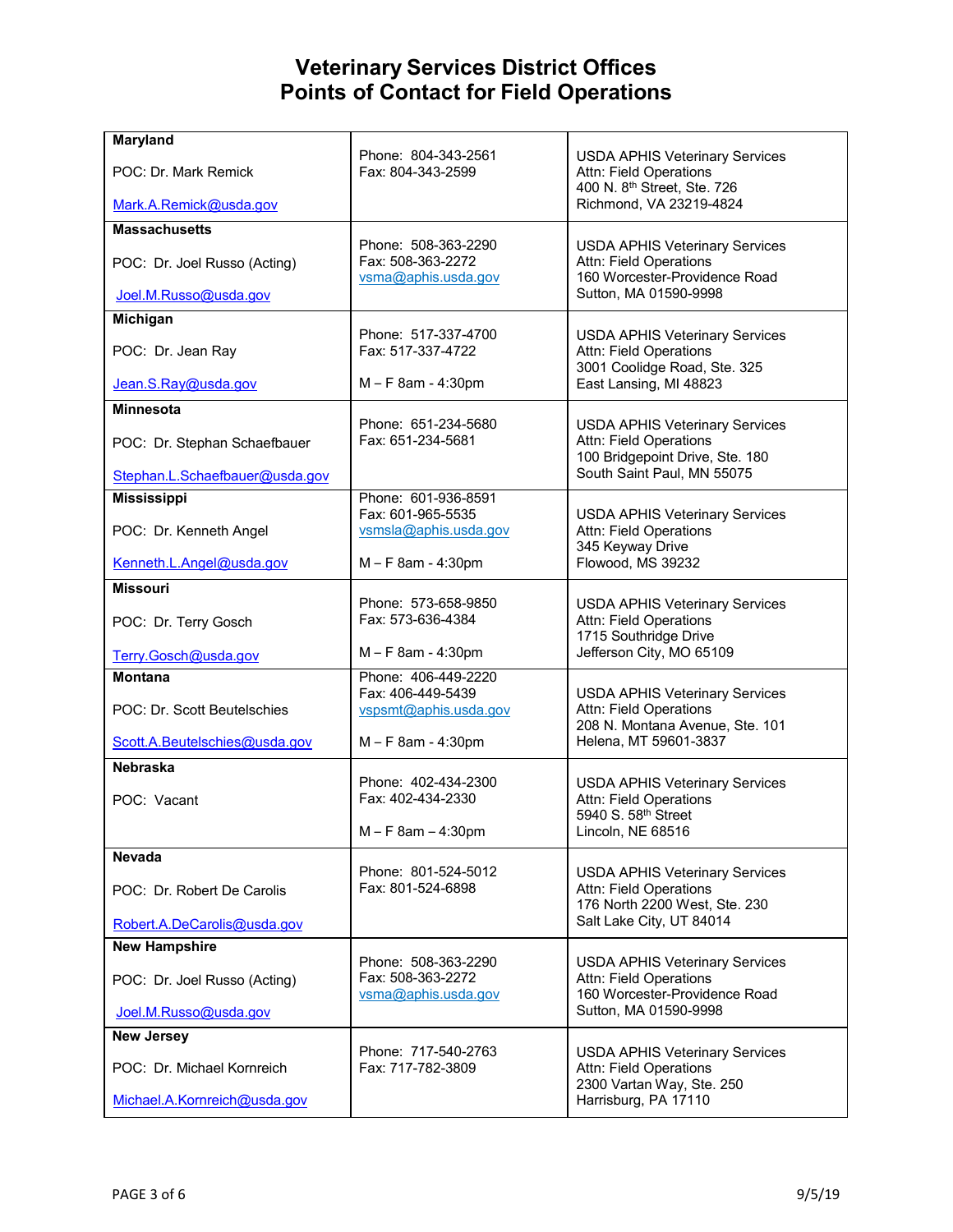# Veterinary Services District Offices
# Points of Contact for Field Operations

| | | |
|---|---|---|
| **Maryland**<br><br>POC: Dr. Mark Remick<br><br>Mark.A.Remick@usda.gov | Phone: 804-343-2561<br>Fax: 804-343-2599 | USDA APHIS Veterinary Services<br>Attn: Field Operations<br>400 N. 8th Street, Ste. 726<br>Richmond, VA 23219-4824 |
| **Massachusetts**<br><br>POC: Dr. Joel Russo (Acting)<br><br>Joel.M.Russo@usda.gov | Phone: 508-363-2290<br>Fax: 508-363-2272<br>vsma@aphis.usda.gov | USDA APHIS Veterinary Services<br>Attn: Field Operations<br>160 Worcester-Providence Road<br>Sutton, MA 01590-9998 |
| **Michigan**<br><br>POC: Dr. Jean Ray<br><br>Jean.S.Ray@usda.gov | Phone: 517-337-4700<br>Fax: 517-337-4722<br><br>M – F 8am - 4:30pm | USDA APHIS Veterinary Services<br>Attn: Field Operations<br>3001 Coolidge Road, Ste. 325<br>East Lansing, MI 48823 |
| **Minnesota**<br><br>POC: Dr. Stephan Schaefbauer<br><br>Stephan.L.Schaefbauer@usda.gov | Phone: 651-234-5680<br>Fax: 651-234-5681 | USDA APHIS Veterinary Services<br>Attn: Field Operations<br>100 Bridgepoint Drive, Ste. 180<br>South Saint Paul, MN 55075 |
| **Mississippi**<br><br>POC: Dr. Kenneth Angel<br><br>Kenneth.L.Angel@usda.gov | Phone: 601-936-8591<br>Fax: 601-965-5535<br>vsmsla@aphis.usda.gov<br><br>M – F 8am - 4:30pm | USDA APHIS Veterinary Services<br>Attn: Field Operations<br>345 Keyway Drive<br>Flowood, MS 39232 |
| **Missouri**<br><br>POC: Dr. Terry Gosch<br><br>Terry.Gosch@usda.gov | Phone: 573-658-9850<br>Fax: 573-636-4384<br><br>M – F 8am - 4:30pm | USDA APHIS Veterinary Services<br>Attn: Field Operations<br>1715 Southridge Drive<br>Jefferson City, MO 65109 |
| **Montana**<br><br>POC: Dr. Scott Beutelschies<br><br>Scott.A.Beutelschies@usda.gov | Phone: 406-449-2220<br>Fax: 406-449-5439<br>vspsmt@aphis.usda.gov<br><br>M – F 8am - 4:30pm | USDA APHIS Veterinary Services<br>Attn: Field Operations<br>208 N. Montana Avenue, Ste. 101<br>Helena, MT 59601-3837 |
| **Nebraska**<br><br>POC: Vacant | Phone: 402-434-2300<br>Fax: 402-434-2330<br><br>M – F 8am – 4:30pm | USDA APHIS Veterinary Services<br>Attn: Field Operations<br>5940 S. 58th Street<br>Lincoln, NE 68516 |
| **Nevada**<br><br>POC: Dr. Robert De Carolis<br><br>Robert.A.DeCarolis@usda.gov | Phone: 801-524-5012<br>Fax: 801-524-6898 | USDA APHIS Veterinary Services<br>Attn: Field Operations<br>176 North 2200 West, Ste. 230<br>Salt Lake City, UT 84014 |
| **New Hampshire**<br><br>POC: Dr. Joel Russo (Acting)<br><br>Joel.M.Russo@usda.gov | Phone: 508-363-2290<br>Fax: 508-363-2272<br>vsma@aphis.usda.gov | USDA APHIS Veterinary Services<br>Attn: Field Operations<br>160 Worcester-Providence Road<br>Sutton, MA 01590-9998 |
| **New Jersey**<br><br>POC: Dr. Michael Kornreich<br><br>Michael.A.Kornreich@usda.gov | Phone: 717-540-2763<br>Fax: 717-782-3809 | USDA APHIS Veterinary Services<br>Attn: Field Operations<br>2300 Vartan Way, Ste. 250<br>Harrisburg, PA 17110 |

9/5/19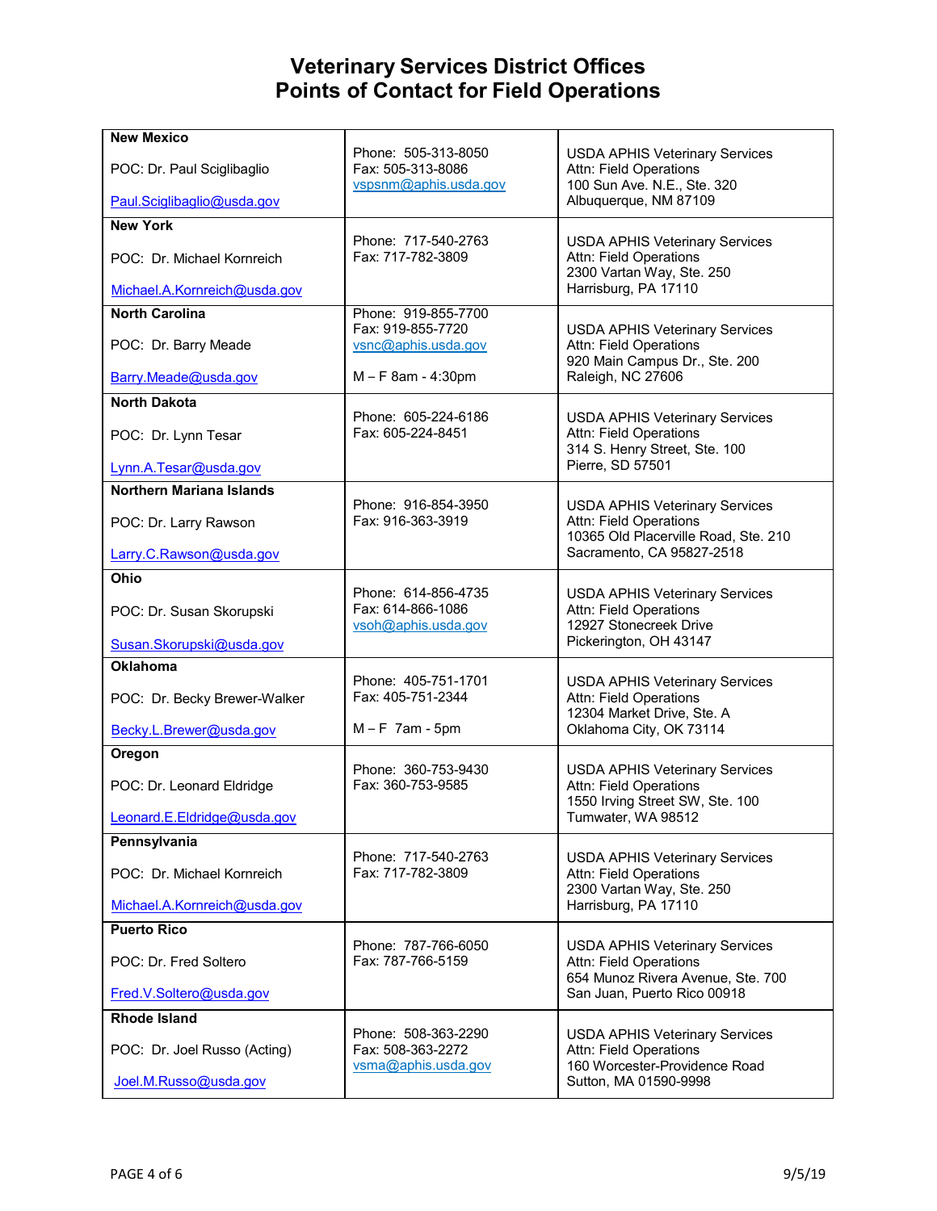# Veterinary Services District Offices
# Points of Contact for Field Operations

| | | |
|---|---|---|
| **New Mexico**<br><br>POC: Dr. Paul Sciglibaglio<br><br>Paul.Sciglibaglio@usda.gov | Phone: 505-313-8050<br>Fax: 505-313-8086<br>vspsnm@aphis.usda.gov | USDA APHIS Veterinary Services<br>Attn: Field Operations<br>100 Sun Ave. N.E., Ste. 320<br>Albuquerque, NM 87109 |
| **New York**<br><br>POC: Dr. Michael Kornreich<br><br>Michael.A.Kornreich@usda.gov | Phone: 717-540-2763<br>Fax: 717-782-3809 | USDA APHIS Veterinary Services<br>Attn: Field Operations<br>2300 Vartan Way, Ste. 250<br>Harrisburg, PA 17110 |
| **North Carolina**<br><br>POC: Dr. Barry Meade<br><br>Barry.Meade@usda.gov | Phone: 919-855-7700<br>Fax: 919-855-7720<br>vsnc@aphis.usda.gov<br><br>M – F 8am - 4:30pm | USDA APHIS Veterinary Services<br>Attn: Field Operations<br>920 Main Campus Dr., Ste. 200<br>Raleigh, NC 27606 |
| **North Dakota**<br><br>POC: Dr. Lynn Tesar<br><br>Lynn.A.Tesar@usda.gov | Phone: 605-224-6186<br>Fax: 605-224-8451 | USDA APHIS Veterinary Services<br>Attn: Field Operations<br>314 S. Henry Street, Ste. 100<br>Pierre, SD 57501 |
| **Northern Mariana Islands**<br><br>POC: Dr. Larry Rawson<br><br>Larry.C.Rawson@usda.gov | Phone: 916-854-3950<br>Fax: 916-363-3919 | USDA APHIS Veterinary Services<br>Attn: Field Operations<br>10365 Old Placerville Road, Ste. 210<br>Sacramento, CA 95827-2518 |
| **Ohio**<br><br>POC: Dr. Susan Skorupski<br><br>Susan.Skorupski@usda.gov | Phone: 614-856-4735<br>Fax: 614-866-1086<br>vsoh@aphis.usda.gov | USDA APHIS Veterinary Services<br>Attn: Field Operations<br>12927 Stonecreek Drive<br>Pickerington, OH 43147 |
| **Oklahoma**<br><br>POC: Dr. Becky Brewer-Walker<br><br>Becky.L.Brewer@usda.gov | Phone: 405-751-1701<br>Fax: 405-751-2344<br><br>M – F 7am - 5pm | USDA APHIS Veterinary Services<br>Attn: Field Operations<br>12304 Market Drive, Ste. A<br>Oklahoma City, OK 73114 |
| **Oregon**<br><br>POC: Dr. Leonard Eldridge<br><br>Leonard.E.Eldridge@usda.gov | Phone: 360-753-9430<br>Fax: 360-753-9585 | USDA APHIS Veterinary Services<br>Attn: Field Operations<br>1550 Irving Street SW, Ste. 100<br>Tumwater, WA 98512 |
| **Pennsylvania**<br><br>POC: Dr. Michael Kornreich<br><br>Michael.A.Kornreich@usda.gov | Phone: 717-540-2763<br>Fax: 717-782-3809 | USDA APHIS Veterinary Services<br>Attn: Field Operations<br>2300 Vartan Way, Ste. 250<br>Harrisburg, PA 17110 |
| **Puerto Rico**<br><br>POC: Dr. Fred Soltero<br><br>Fred.V.Soltero@usda.gov | Phone: 787-766-6050<br>Fax: 787-766-5159 | USDA APHIS Veterinary Services<br>Attn: Field Operations<br>654 Munoz Rivera Avenue, Ste. 700<br>San Juan, Puerto Rico 00918 |
| **Rhode Island**<br><br>POC: Dr. Joel Russo (Acting)<br><br>Joel.M.Russo@usda.gov | Phone: 508-363-2290<br>Fax: 508-363-2272<br>vsma@aphis.usda.gov | USDA APHIS Veterinary Services<br>Attn: Field Operations<br>160 Worcester-Providence Road<br>Sutton, MA 01590-9998 |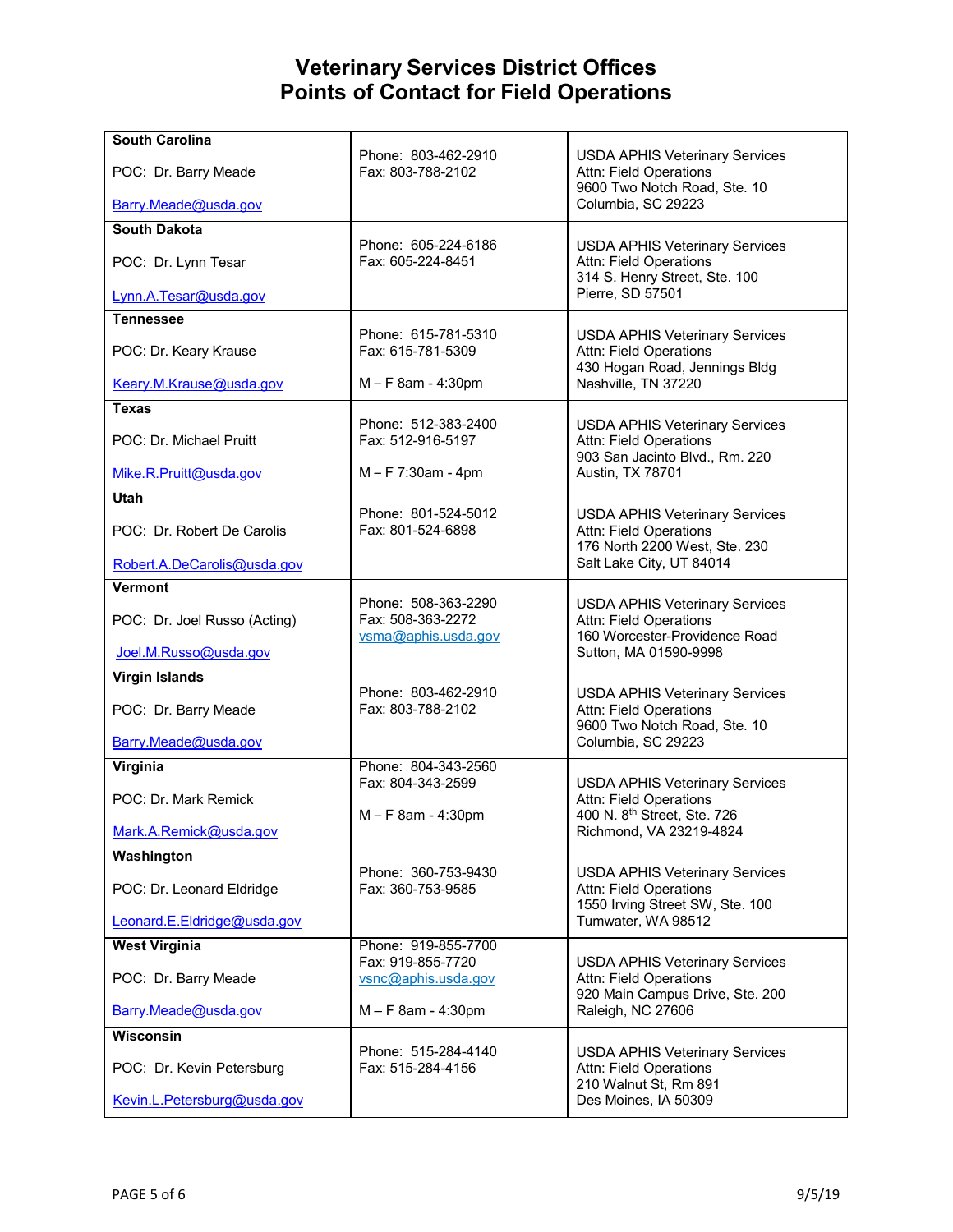# Veterinary Services District Offices
# Points of Contact for Field Operations

| | | |
|---|---|---|
| **South Carolina**<br>POC: Dr. Barry Meade<br>Barry.Meade@usda.gov | Phone: 803-462-2910<br>Fax: 803-788-2102 | USDA APHIS Veterinary Services<br>Attn: Field Operations<br>9600 Two Notch Road, Ste. 10<br>Columbia, SC 29223 |
| **South Dakota**<br>POC: Dr. Lynn Tesar<br>Lynn.A.Tesar@usda.gov | Phone: 605-224-6186<br>Fax: 605-224-8451 | USDA APHIS Veterinary Services<br>Attn: Field Operations<br>314 S. Henry Street, Ste. 100<br>Pierre, SD 57501 |
| **Tennessee**<br>POC: Dr. Keary Krause<br>Keary.M.Krause@usda.gov | Phone: 615-781-5310<br>Fax: 615-781-5309<br>M – F 8am - 4:30pm | USDA APHIS Veterinary Services<br>Attn: Field Operations<br>430 Hogan Road, Jennings Bldg<br>Nashville, TN 37220 |
| **Texas**<br>POC: Dr. Michael Pruitt<br>Mike.R.Pruitt@usda.gov | Phone: 512-383-2400<br>Fax: 512-916-5197<br>M – F 7:30am - 4pm | USDA APHIS Veterinary Services<br>Attn: Field Operations<br>903 San Jacinto Blvd., Rm. 220<br>Austin, TX 78701 |
| **Utah**<br>POC: Dr. Robert De Carolis<br>Robert.A.DeCarolis@usda.gov | Phone: 801-524-5012<br>Fax: 801-524-6898 | USDA APHIS Veterinary Services<br>Attn: Field Operations<br>176 North 2200 West, Ste. 230<br>Salt Lake City, UT 84014 |
| **Vermont**<br>POC: Dr. Joel Russo (Acting)<br>Joel.M.Russo@usda.gov | Phone: 508-363-2290<br>Fax: 508-363-2272<br>vsma@aphis.usda.gov | USDA APHIS Veterinary Services<br>Attn: Field Operations<br>160 Worcester-Providence Road<br>Sutton, MA 01590-9998 |
| **Virgin Islands**<br>POC: Dr. Barry Meade<br>Barry.Meade@usda.gov | Phone: 803-462-2910<br>Fax: 803-788-2102 | USDA APHIS Veterinary Services<br>Attn: Field Operations<br>9600 Two Notch Road, Ste. 10<br>Columbia, SC 29223 |
| **Virginia**<br>POC: Dr. Mark Remick<br>Mark.A.Remick@usda.gov | Phone: 804-343-2560<br>Fax: 804-343-2599<br>M – F 8am - 4:30pm | USDA APHIS Veterinary Services<br>Attn: Field Operations<br>400 N. 8th Street, Ste. 726<br>Richmond, VA 23219-4824 |
| **Washington**<br>POC: Dr. Leonard Eldridge<br>Leonard.E.Eldridge@usda.gov | Phone: 360-753-9430<br>Fax: 360-753-9585 | USDA APHIS Veterinary Services<br>Attn: Field Operations<br>1550 Irving Street SW, Ste. 100<br>Tumwater, WA 98512 |
| **West Virginia**<br>POC: Dr. Barry Meade<br>Barry.Meade@usda.gov | Phone: 919-855-7700<br>Fax: 919-855-7720<br>vsnc@aphis.usda.gov<br>M – F 8am - 4:30pm | USDA APHIS Veterinary Services<br>Attn: Field Operations<br>920 Main Campus Drive, Ste. 200<br>Raleigh, NC 27606 |
| **Wisconsin**<br>POC: Dr. Kevin Petersburg<br>Kevin.L.Petersburg@usda.gov | Phone: 515-284-4140<br>Fax: 515-284-4156 | USDA APHIS Veterinary Services<br>Attn: Field Operations<br>210 Walnut St, Rm 891<br>Des Moines, IA 50309 |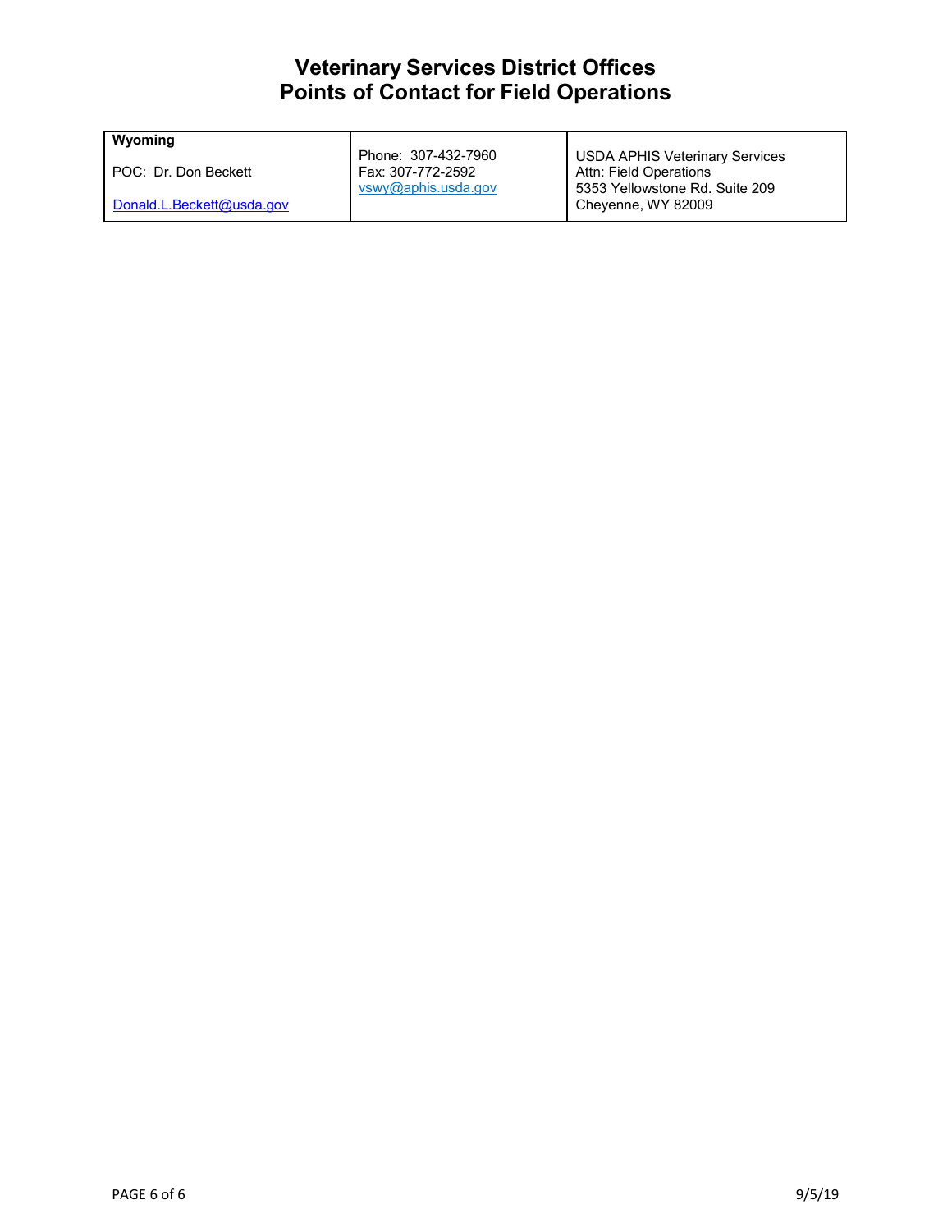# Veterinary Services District Offices
# Points of Contact for Field Operations

| | | |
|---|---|---|
| **Wyoming**<br><br>POC: Dr. Don Beckett<br><br>Donald.L.Beckett@usda.gov | Phone: 307-432-7960<br>Fax: 307-772-2592<br>vswy@aphis.usda.gov | USDA APHIS Veterinary Services<br>Attn: Field Operations<br>5353 Yellowstone Rd. Suite 209<br>Cheyenne, WY 82009 |